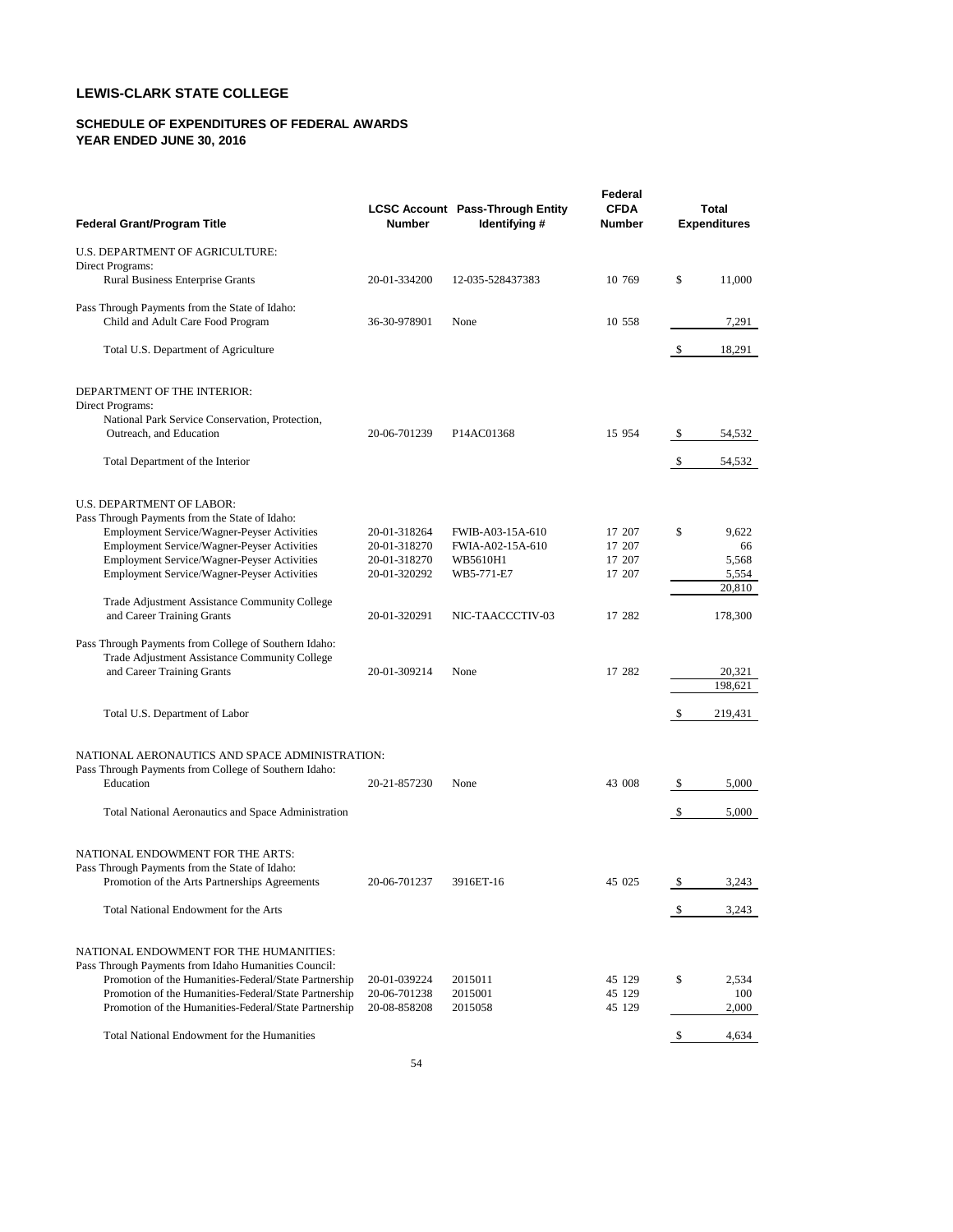# LEWIS-CLARK STATE COLLEGE

## SCHEDULE OF EXPENDITURES OF FEDERAL AWARDS
## YEAR ENDED JUNE 30, 2016

| Federal Grant/Program Title | LCSC Account Number | Pass-Through Entity Identifying # | Federal CFDA Number | Total Expenditures |
|---|---|---|---|---|
| U.S. DEPARTMENT OF AGRICULTURE: | | | | |
| Direct Programs: | | | | |
| Rural Business Enterprise Grants | 20-01-334200 | 12-035-528437383 | 10 769 | $ 11,000 |
| Pass Through Payments from the State of Idaho: | | | | |
| Child and Adult Care Food Program | 36-30-978901 | None | 10 558 | 7,291 |
| Total U.S. Department of Agriculture | | | | $ 18,291 |
| DEPARTMENT OF THE INTERIOR: | | | | |
| Direct Programs: | | | | |
| National Park Service Conservation, Protection, Outreach, and Education | 20-06-701239 | P14AC01368 | 15 954 | $ 54,532 |
| Total Department of the Interior | | | | $ 54,532 |
| U.S. DEPARTMENT OF LABOR: | | | | |
| Pass Through Payments from the State of Idaho: | | | | |
| Employment Service/Wagner-Peyser Activities | 20-01-318264 | FWIB-A03-15A-610 | 17 207 | $ 9,622 |
| Employment Service/Wagner-Peyser Activities | 20-01-318270 | FWIA-A02-15A-610 | 17 207 | 66 |
| Employment Service/Wagner-Peyser Activities | 20-01-318270 | WB5610H1 | 17 207 | 5,568 |
| Employment Service/Wagner-Peyser Activities | 20-01-320292 | WB5-771-E7 | 17 207 | 5,554 |
| | | | | 20,810 |
| Trade Adjustment Assistance Community College and Career Training Grants | 20-01-320291 | NIC-TAACCCTIV-03 | 17 282 | 178,300 |
| Pass Through Payments from College of Southern Idaho: | | | | |
| Trade Adjustment Assistance Community College and Career Training Grants | 20-01-309214 | None | 17 282 | 20,321 |
| | | | | 198,621 |
| Total U.S. Department of Labor | | | | $ 219,431 |
| NATIONAL AERONAUTICS AND SPACE ADMINISTRATION: | | | | |
| Pass Through Payments from College of Southern Idaho: | | | | |
| Education | 20-21-857230 | None | 43 008 | $ 5,000 |
| Total National Aeronautics and Space Administration | | | | $ 5,000 |
| NATIONAL ENDOWMENT FOR THE ARTS: | | | | |
| Pass Through Payments from the State of Idaho: | | | | |
| Promotion of the Arts Partnerships Agreements | 20-06-701237 | 3916ET-16 | 45 025 | $ 3,243 |
| Total National Endowment for the Arts | | | | $ 3,243 |
| NATIONAL ENDOWMENT FOR THE HUMANITIES: | | | | |
| Pass Through Payments from Idaho Humanities Council: | | | | |
| Promotion of the Humanities-Federal/State Partnership | 20-01-039224 | 2015011 | 45 129 | $ 2,534 |
| Promotion of the Humanities-Federal/State Partnership | 20-06-701238 | 2015001 | 45 129 | 100 |
| Promotion of the Humanities-Federal/State Partnership | 20-08-858208 | 2015058 | 45 129 | 2,000 |
| Total National Endowment for the Humanities | | | | $ 4,634 |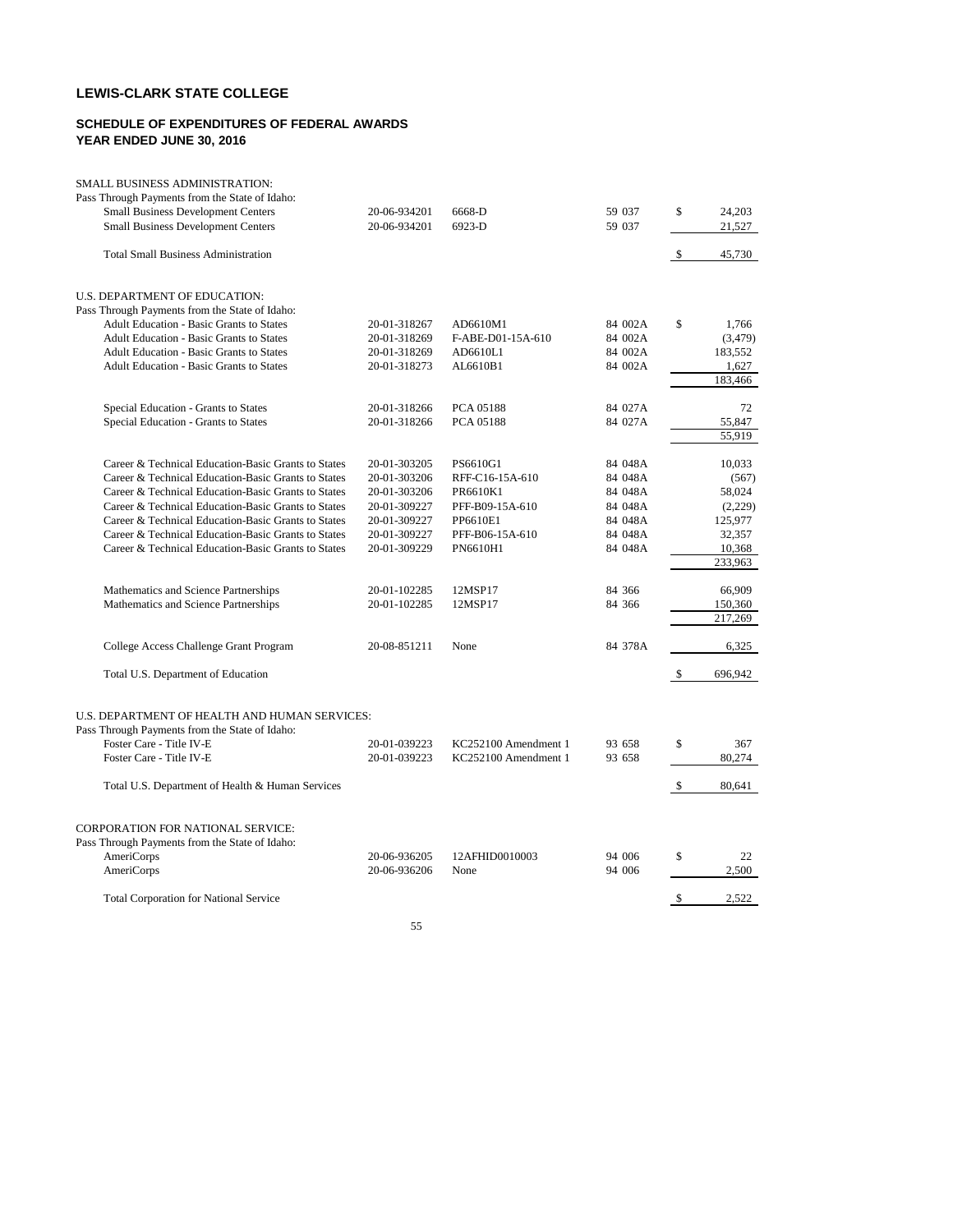## LEWIS-CLARK STATE COLLEGE

### SCHEDULE OF EXPENDITURES OF FEDERAL AWARDS
### YEAR ENDED JUNE 30, 2016

| | | | | |
|---|---|---|---|---|
| SMALL BUSINESS ADMINISTRATION: | | | | |
| Pass Through Payments from the State of Idaho: | | | | |
| Small Business Development Centers | 20-06-934201 | 6668-D | 59 037 | $ 24,203 |
| Small Business Development Centers | 20-06-934201 | 6923-D | 59 037 | 21,527 |
| Total Small Business Administration | | | | $ 45,730 |
| | | | | |
| U.S. DEPARTMENT OF EDUCATION: | | | | |
| Pass Through Payments from the State of Idaho: | | | | |
| Adult Education - Basic Grants to States | 20-01-318267 | AD6610M1 | 84 002A | $ 1,766 |
| Adult Education - Basic Grants to States | 20-01-318269 | F-ABE-D01-15A-610 | 84 002A | (3,479) |
| Adult Education - Basic Grants to States | 20-01-318269 | AD6610L1 | 84 002A | 183,552 |
| Adult Education - Basic Grants to States | 20-01-318273 | AL6610B1 | 84 002A | 1,627 |
| | | | | 183,466 |
| Special Education - Grants to States | 20-01-318266 | PCA 05188 | 84 027A | 72 |
| Special Education - Grants to States | 20-01-318266 | PCA 05188 | 84 027A | 55,847 |
| | | | | 55,919 |
| Career & Technical Education-Basic Grants to States | 20-01-303205 | PS6610G1 | 84 048A | 10,033 |
| Career & Technical Education-Basic Grants to States | 20-01-303206 | RFF-C16-15A-610 | 84 048A | (567) |
| Career & Technical Education-Basic Grants to States | 20-01-303206 | PR6610K1 | 84 048A | 58,024 |
| Career & Technical Education-Basic Grants to States | 20-01-309227 | PFF-B09-15A-610 | 84 048A | (2,229) |
| Career & Technical Education-Basic Grants to States | 20-01-309227 | PP6610E1 | 84 048A | 125,977 |
| Career & Technical Education-Basic Grants to States | 20-01-309227 | PFF-B06-15A-610 | 84 048A | 32,357 |
| Career & Technical Education-Basic Grants to States | 20-01-309229 | PN6610H1 | 84 048A | 10,368 |
| | | | | 233,963 |
| Mathematics and Science Partnerships | 20-01-102285 | 12MSP17 | 84 366 | 66,909 |
| Mathematics and Science Partnerships | 20-01-102285 | 12MSP17 | 84 366 | 150,360 |
| | | | | 217,269 |
| College Access Challenge Grant Program | 20-08-851211 | None | 84 378A | 6,325 |
| Total U.S. Department of Education | | | | $ 696,942 |
| | | | | |
| U.S. DEPARTMENT OF HEALTH AND HUMAN SERVICES: | | | | |
| Pass Through Payments from the State of Idaho: | | | | |
| Foster Care - Title IV-E | 20-01-039223 | KC252100 Amendment 1 | 93 658 | $ 367 |
| Foster Care - Title IV-E | 20-01-039223 | KC252100 Amendment 1 | 93 658 | 80,274 |
| Total U.S. Department of Health & Human Services | | | | $ 80,641 |
| | | | | |
| CORPORATION FOR NATIONAL SERVICE: | | | | |
| Pass Through Payments from the State of Idaho: | | | | |
| AmeriCorps | 20-06-936205 | 12AFHID0010003 | 94 006 | $ 22 |
| AmeriCorps | 20-06-936206 | None | 94 006 | 2,500 |
| Total Corporation for National Service | | | | $ 2,522 |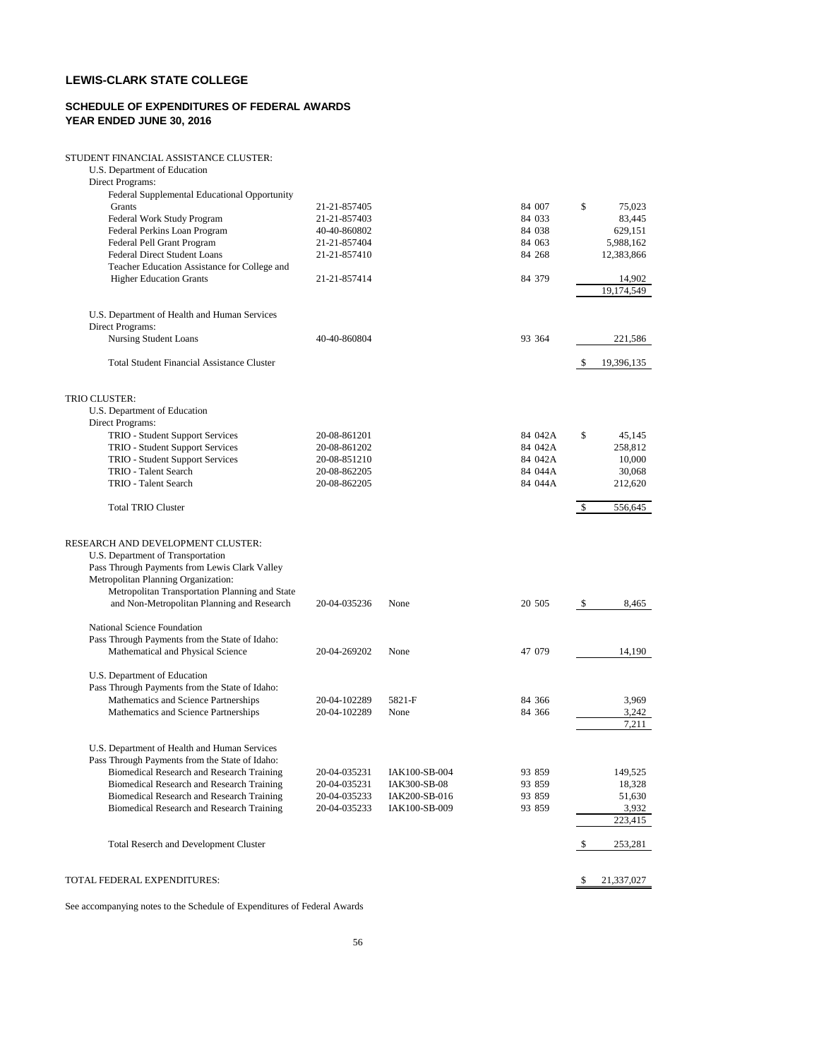**LEWIS-CLARK STATE COLLEGE**

**SCHEDULE OF EXPENDITURES OF FEDERAL AWARDS**
**YEAR ENDED JUNE 30, 2016**

| | | | | |
|---|---|---|---|---|
| STUDENT FINANCIAL ASSISTANCE CLUSTER: | | | | |
| U.S. Department of Education | | | | |
| Direct Programs: | | | | |
| Federal Supplemental Educational Opportunity Grants | 21-21-857405 | | 84 007 | $ 75,023 |
| Federal Work Study Program | 21-21-857403 | | 84 033 | 83,445 |
| Federal Perkins Loan Program | 40-40-860802 | | 84 038 | 629,151 |
| Federal Pell Grant Program | 21-21-857404 | | 84 063 | 5,988,162 |
| Federal Direct Student Loans | 21-21-857410 | | 84 268 | 12,383,866 |
| Teacher Education Assistance for College and Higher Education Grants | 21-21-857414 | | 84 379 | 14,902 |
| | | | | 19,174,549 |
| U.S. Department of Health and Human Services | | | | |
| Direct Programs: | | | | |
| Nursing Student Loans | 40-40-860804 | | 93 364 | 221,586 |
| Total Student Financial Assistance Cluster | | | | $ 19,396,135 |
| TRIO CLUSTER: | | | | |
| U.S. Department of Education | | | | |
| Direct Programs: | | | | |
| TRIO - Student Support Services | 20-08-861201 | | 84 042A | $ 45,145 |
| TRIO - Student Support Services | 20-08-861202 | | 84 042A | 258,812 |
| TRIO - Student Support Services | 20-08-851210 | | 84 042A | 10,000 |
| TRIO - Talent Search | 20-08-862205 | | 84 044A | 30,068 |
| TRIO - Talent Search | 20-08-862205 | | 84 044A | 212,620 |
| Total TRIO Cluster | | | | $ 556,645 |
| RESEARCH AND DEVELOPMENT CLUSTER: | | | | |
| U.S. Department of Transportation | | | | |
| Pass Through Payments from Lewis Clark Valley Metropolitan Planning Organization: | | | | |
| Metropolitan Transportation Planning and State and Non-Metropolitan Planning and Research | 20-04-035236 | None | 20 505 | $ 8,465 |
| National Science Foundation | | | | |
| Pass Through Payments from the State of Idaho: | | | | |
| Mathematical and Physical Science | 20-04-269202 | None | 47 079 | 14,190 |
| U.S. Department of Education | | | | |
| Pass Through Payments from the State of Idaho: | | | | |
| Mathematics and Science Partnerships | 20-04-102289 | 5821-F | 84 366 | 3,969 |
| Mathematics and Science Partnerships | 20-04-102289 | None | 84 366 | 3,242 |
| | | | | 7,211 |
| U.S. Department of Health and Human Services | | | | |
| Pass Through Payments from the State of Idaho: | | | | |
| Biomedical Research and Research Training | 20-04-035231 | IAK100-SB-004 | 93 859 | 149,525 |
| Biomedical Research and Research Training | 20-04-035231 | IAK300-SB-08 | 93 859 | 18,328 |
| Biomedical Research and Research Training | 20-04-035233 | IAK200-SB-016 | 93 859 | 51,630 |
| Biomedical Research and Research Training | 20-04-035233 | IAK100-SB-009 | 93 859 | 3,932 |
| | | | | 223,415 |
| Total Reserch and Development Cluster | | | | $ 253,281 |
| TOTAL FEDERAL EXPENDITURES: | | | | $ 21,337,027 |

See accompanying notes to the Schedule of Expenditures of Federal Awards